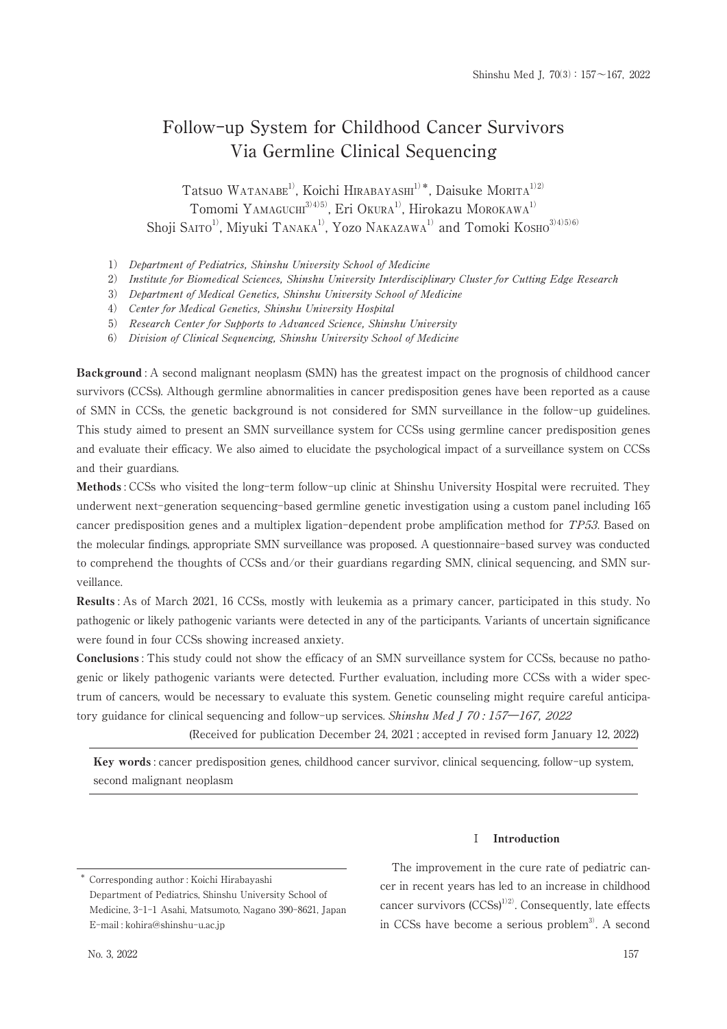# Follow-up System for Childhood Cancer Survivors Via Germline Clinical Sequencing

Tatsuo Watanabe[1)], Koichi Hirabayashi[1)*], Daisuke Morita[1)2)], Tomomi Yamaguchi[3)4)5)], Eri Okura[1)], Hirokazu Morokawa[1)], Shoji Saito[1)], Miyuki Tanaka[1)], Yozo Nakazawa[1)] and Tomoki Kosho[3)4)5)6)]

1) *Department of Pediatrics, Shinshu University School of Medicine*
2) *Institute for Biomedical Sciences, Shinshu University Interdisciplinary Cluster for Cutting Edge Research*
3) *Department of Medical Genetics, Shinshu University School of Medicine*
4) *Center for Medical Genetics, Shinshu University Hospital*
5) *Research Center for Supports to Advanced Science, Shinshu University*
6) *Division of Clinical Sequencing, Shinshu University School of Medicine*

**Background** : A second malignant neoplasm (SMN) has the greatest impact on the prognosis of childhood cancer survivors (CCSs). Although germline abnormalities in cancer predisposition genes have been reported as a cause of SMN in CCSs, the genetic background is not considered for SMN surveillance in the follow-up guidelines. This study aimed to present an SMN surveillance system for CCSs using germline cancer predisposition genes and evaluate their efficacy. We also aimed to elucidate the psychological impact of a surveillance system on CCSs and their guardians.

**Methods** : CCSs who visited the long-term follow-up clinic at Shinshu University Hospital were recruited. They underwent next-generation sequencing-based germline genetic investigation using a custom panel including 165 cancer predisposition genes and a multiplex ligation-dependent probe amplification method for *TP53*. Based on the molecular findings, appropriate SMN surveillance was proposed. A questionnaire-based survey was conducted to comprehend the thoughts of CCSs and/or their guardians regarding SMN, clinical sequencing, and SMN surveillance.

**Results** : As of March 2021, 16 CCSs, mostly with leukemia as a primary cancer, participated in this study. No pathogenic or likely pathogenic variants were detected in any of the participants. Variants of uncertain significance were found in four CCSs showing increased anxiety.

**Conclusions** : This study could not show the efficacy of an SMN surveillance system for CCSs, because no pathogenic or likely pathogenic variants were detected. Further evaluation, including more CCSs with a wider spectrum of cancers, would be necessary to evaluate this system. Genetic counseling might require careful anticipatory guidance for clinical sequencing and follow-up services. *Shinshu Med J 70 : 157—167, 2022*

(Received for publication December 24, 2021 ; accepted in revised form January 12, 2022)

**Key words** : cancer predisposition genes, childhood cancer survivor, clinical sequencing, follow-up system, second malignant neoplasm

## I Introduction

The improvement in the cure rate of pediatric cancer in recent years has led to an increase in childhood cancer survivors (CCSs)[1)2)]. Consequently, late effects in CCSs have become a serious problem[3)]. A second

---

\* Corresponding author : Koichi Hirabayashi
Department of Pediatrics, Shinshu University School of Medicine, 3-1-1 Asahi, Matsumoto, Nagano 390-8621, Japan
E-mail : kohira@shinshu-u.ac.jp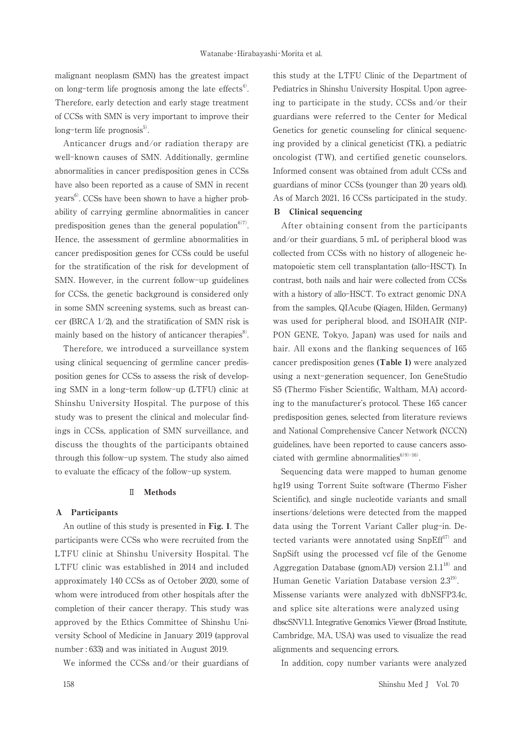malignant neoplasm (SMN) has the greatest impact on long-term life prognosis among the late effects[4]. Therefore, early detection and early stage treatment of CCSs with SMN is very important to improve their long-term life prognosis[5].

Anticancer drugs and/or radiation therapy are well-known causes of SMN. Additionally, germline abnormalities in cancer predisposition genes in CCSs have also been reported as a cause of SMN in recent years[6]. CCSs have been shown to have a higher probability of carrying germline abnormalities in cancer predisposition genes than the general population[6,7]. Hence, the assessment of germline abnormalities in cancer predisposition genes for CCSs could be useful for the stratification of the risk for development of SMN. However, in the current follow-up guidelines for CCSs, the genetic background is considered only in some SMN screening systems, such as breast cancer (BRCA 1/2), and the stratification of SMN risk is mainly based on the history of anticancer therapies[8].

Therefore, we introduced a surveillance system using clinical sequencing of germline cancer predisposition genes for CCSs to assess the risk of developing SMN in a long-term follow-up (LTFU) clinic at Shinshu University Hospital. The purpose of this study was to present the clinical and molecular findings in CCSs, application of SMN surveillance, and discuss the thoughts of the participants obtained through this follow-up system. The study also aimed to evaluate the efficacy of the follow-up system.

## Ⅱ　Methods

### A　Participants

An outline of this study is presented in **Fig. 1**. The participants were CCSs who were recruited from the LTFU clinic at Shinshu University Hospital. The LTFU clinic was established in 2014 and included approximately 140 CCSs as of October 2020, some of whom were introduced from other hospitals after the completion of their cancer therapy. This study was approved by the Ethics Committee of Shinshu University School of Medicine in January 2019 (approval number : 633) and was initiated in August 2019.

We informed the CCSs and/or their guardians of this study at the LTFU Clinic of the Department of Pediatrics in Shinshu University Hospital. Upon agreeing to participate in the study, CCSs and/or their guardians were referred to the Center for Medical Genetics for genetic counseling for clinical sequencing provided by a clinical geneticist (TK), a pediatric oncologist (TW), and certified genetic counselors. Informed consent was obtained from adult CCSs and guardians of minor CCSs (younger than 20 years old). As of March 2021, 16 CCSs participated in the study.

### B　Clinical sequencing

After obtaining consent from the participants and/or their guardians, 5 mL of peripheral blood was collected from CCSs with no history of allogeneic hematopoietic stem cell transplantation (allo-HSCT). In contrast, both nails and hair were collected from CCSs with a history of allo-HSCT. To extract genomic DNA from the samples, QIAcube (Qiagen, Hilden, Germany) was used for peripheral blood, and ISOHAIR (NIPPON GENE, Tokyo, Japan) was used for nails and hair. All exons and the flanking sequences of 165 cancer predisposition genes **(Table 1)** were analyzed using a next-generation sequencer, Ion GeneStudio S5 (Thermo Fisher Scientific, Waltham, MA) according to the manufacturer's protocol. These 165 cancer predisposition genes, selected from literature reviews and National Comprehensive Cancer Network (NCCN) guidelines, have been reported to cause cancers associated with germline abnormalities[6,9-16].

Sequencing data were mapped to human genome hg19 using Torrent Suite software (Thermo Fisher Scientific), and single nucleotide variants and small insertions/deletions were detected from the mapped data using the Torrent Variant Caller plug-in. Detected variants were annotated using SnpEff[17] and SnpSift using the processed vcf file of the Genome Aggregation Database (gnomAD) version 2.1.1[18] and Human Genetic Variation Database version 2.3[19]. Missense variants were analyzed with dbNSFP3.4c, and splice site alterations were analyzed using dbscSNV1.1. Integrative Genomics Viewer (Broad Institute, Cambridge, MA, USA) was used to visualize the read alignments and sequencing errors.

In addition, copy number variants were analyzed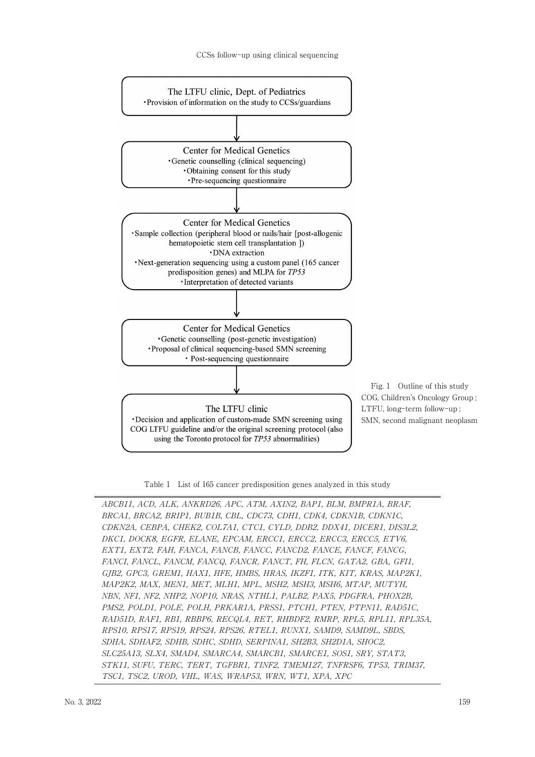The LTFU clinic, Dept. of Pediatrics
・Provision of information on the study to CCSs/guardians

↓

Center for Medical Genetics
・Genetic counselling (clinical sequencing)
・Obtaining consent for this study
・Pre-sequencing questionnaire

↓

Center for Medical Genetics
・Sample collection (peripheral blood or nails/hair [post-allogenic hematopoietic stem cell transplantation ])
・DNA extraction
・Next-generation sequencing using a custom panel (165 cancer predisposition genes) and MLPA for *TP53*
・Interpretation of detected variants

↓

Center for Medical Genetics
・Genetic counselling (post-genetic investigation)
・Proposal of clinical sequencing-based SMN screening
・ Post-sequencing questionnaire

↓

The LTFU clinic
・Decision and application of custom-made SMN screening using COG LTFU guideline and/or the original screening protocol (also using the Toronto protocol for *TP53* abnormalities)

Fig. 1 Outline of this study
COG, Children's Oncology Group ; LTFU, long-term follow-up ; SMN, second malignant neoplasm

Table 1 List of 165 cancer predisposition genes analyzed in this study

| |
|---|
| *ABCB11, ACD, ALK, ANKRD26, APC, ATM, AXIN2, BAP1, BLM, BMPR1A, BRAF, BRCA1, BRCA2, BRIP1, BUB1B, CBL, CDC73, CDH1, CDK4, CDKN1B, CDKN1C, CDKN2A, CEBPA, CHEK2, COL7A1, CTC1, CYLD, DDB2, DDX41, DICER1, DIS3L2, DKC1, DOCK8, EGFR, ELANE, EPCAM, ERCC1, ERCC2, ERCC3, ERCC5, ETV6, EXT1, EXT2, FAH, FANCA, FANCB, FANCC, FANCD2, FANCE, FANCF, FANCG, FANCI, FANCL, FANCM, FANCQ, FANCR, FANCT, FH, FLCN, GATA2, GBA, GFI1, GJB2, GPC3, GREM1, HAX1, HFE, HMBS, HRAS, IKZF1, ITK, KIT, KRAS, MAP2K1, MAP2K2, MAX, MEN1, MET, MLH1, MPL, MSH2, MSH3, MSH6, MTAP, MUTYH, NBN, NF1, NF2, NHP2, NOP10, NRAS, NTHL1, PALB2, PAX5, PDGFRA, PHOX2B, PMS2, POLD1, POLE, POLH, PRKAR1A, PRSS1, PTCH1, PTEN, PTPN11, RAD51C, RAD51D, RAF1, RB1, RBBP6, RECQL4, RET, RHBDF2, RMRP, RPL5, RPL11, RPL35A, RPS10, RPS17, RPS19, RPS24, RPS26, RTEL1, RUNX1, SAMD9, SAMD9L, SBDS, SDHA, SDHAF2, SDHB, SDHC, SDHD, SERPINA1, SH2B3, SH2D1A, SHOC2, SLC25A13, SLX4, SMAD4, SMARCA4, SMARCB1, SMARCE1, SOS1, SRY, STAT3, STK11, SUFU, TERC, TERT, TGFBR1, TINF2, TMEM127, TNFRSF6, TP53, TRIM37, TSC1, TSC2, UROD, VHL, WAS, WRAP53, WRN, WT1, XPA, XPC* |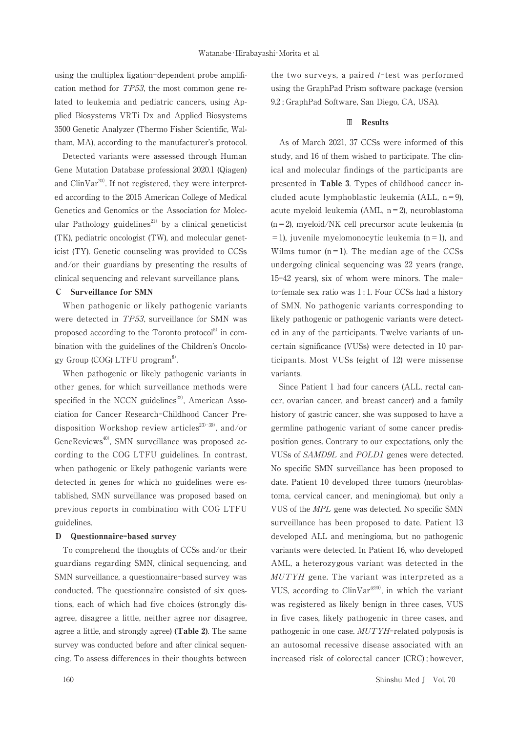using the multiplex ligation-dependent probe amplification method for *TP53*, the most common gene related to leukemia and pediatric cancers, using Applied Biosystems VRTi Dx and Applied Biosystems 3500 Genetic Analyzer (Thermo Fisher Scientific, Waltham, MA), according to the manufacturer's protocol.

Detected variants were assessed through Human Gene Mutation Database professional 2020.1 (Qiagen) and ClinVar[20]. If not registered, they were interpreted according to the 2015 American College of Medical Genetics and Genomics or the Association for Molecular Pathology guidelines[21] by a clinical geneticist (TK), pediatric oncologist (TW), and molecular geneticist (TY). Genetic counseling was provided to CCSs and/or their guardians by presenting the results of clinical sequencing and relevant surveillance plans.

### C Surveillance for SMN

When pathogenic or likely pathogenic variants were detected in *TP53*, surveillance for SMN was proposed according to the Toronto protocol[5] in combination with the guidelines of the Children's Oncology Group (COG) LTFU program[8].

When pathogenic or likely pathogenic variants in other genes, for which surveillance methods were specified in the NCCN guidelines[22], American Association for Cancer Research-Childhood Cancer Predisposition Workshop review articles[23)-39], and/or GeneReviews[40], SMN surveillance was proposed according to the COG LTFU guidelines. In contrast, when pathogenic or likely pathogenic variants were detected in genes for which no guidelines were established, SMN surveillance was proposed based on previous reports in combination with COG LTFU guidelines.

### D Questionnaire-based survey

To comprehend the thoughts of CCSs and/or their guardians regarding SMN, clinical sequencing, and SMN surveillance, a questionnaire-based survey was conducted. The questionnaire consisted of six questions, each of which had five choices (strongly disagree, disagree a little, neither agree nor disagree, agree a little, and strongly agree) **(Table 2)**. The same survey was conducted before and after clinical sequencing. To assess differences in their thoughts between the two surveys, a paired *t*-test was performed using the GraphPad Prism software package (version 9.2 ; GraphPad Software, San Diego, CA, USA).

## Ⅲ Results

As of March 2021, 37 CCSs were informed of this study, and 16 of them wished to participate. The clinical and molecular findings of the participants are presented in **Table 3**. Types of childhood cancer included acute lymphoblastic leukemia (ALL, n = 9), acute myeloid leukemia (AML, n = 2), neuroblastoma (n = 2), myeloid/NK cell precursor acute leukemia (n = 1), juvenile myelomonocytic leukemia (n = 1), and Wilms tumor (n = 1). The median age of the CCSs undergoing clinical sequencing was 22 years (range, 15-42 years), six of whom were minors. The male-to-female sex ratio was 1 : 1. Four CCSs had a history of SMN. No pathogenic variants corresponding to likely pathogenic or pathogenic variants were detected in any of the participants. Twelve variants of uncertain significance (VUSs) were detected in 10 participants. Most VUSs (eight of 12) were missense variants.

Since Patient 1 had four cancers (ALL, rectal cancer, ovarian cancer, and breast cancer) and a family history of gastric cancer, she was supposed to have a germline pathogenic variant of some cancer predisposition genes. Contrary to our expectations, only the VUSs of *SAMD9L* and *POLD1* genes were detected. No specific SMN surveillance has been proposed to date. Patient 10 developed three tumors (neuroblastoma, cervical cancer, and meningioma), but only a VUS of the *MPL* gene was detected. No specific SMN surveillance has been proposed to date. Patient 13 developed ALL and meningioma, but no pathogenic variants were detected. In Patient 16, who developed AML, a heterozygous variant was detected in the *MUTYH* gene. The variant was interpreted as a VUS, according to ClinVar®[20], in which the variant was registered as likely benign in three cases, VUS in five cases, likely pathogenic in three cases, and pathogenic in one case. *MUTYH*-related polyposis is an autosomal recessive disease associated with an increased risk of colorectal cancer (CRC) ; however,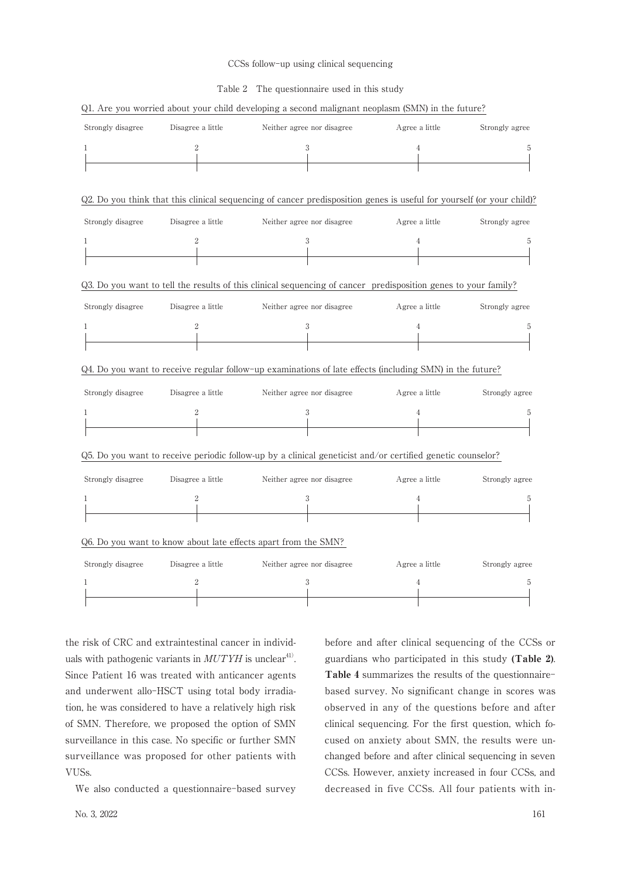Table 2 The questionnaire used in this study

Q1. Are you worried about your child developing a second malignant neoplasm (SMN) in the future?

| Strongly disagree | Disagree a little | Neither agree nor disagree | Agree a little | Strongly agree |
|---|---|---|---|---|
| 1 | 2 | 3 | 4 | 5 |

Q2. Do you think that this clinical sequencing of cancer predisposition genes is useful for yourself (or your child)?

| Strongly disagree | Disagree a little | Neither agree nor disagree | Agree a little | Strongly agree |
|---|---|---|---|---|
| 1 | 2 | 3 | 4 | 5 |

Q3. Do you want to tell the results of this clinical sequencing of cancer predisposition genes to your family?

| Strongly disagree | Disagree a little | Neither agree nor disagree | Agree a little | Strongly agree |
|---|---|---|---|---|
| 1 | 2 | 3 | 4 | 5 |

Q4. Do you want to receive regular follow-up examinations of late effects (including SMN) in the future?

| Strongly disagree | Disagree a little | Neither agree nor disagree | Agree a little | Strongly agree |
|---|---|---|---|---|
| 1 | 2 | 3 | 4 | 5 |

Q5. Do you want to receive periodic follow-up by a clinical geneticist and/or certified genetic counselor?

| Strongly disagree | Disagree a little | Neither agree nor disagree | Agree a little | Strongly agree |
|---|---|---|---|---|
| 1 | 2 | 3 | 4 | 5 |

Q6. Do you want to know about late effects apart from the SMN?

| Strongly disagree | Disagree a little | Neither agree nor disagree | Agree a little | Strongly agree |
|---|---|---|---|---|
| 1 | 2 | 3 | 4 | 5 |

the risk of CRC and extraintestinal cancer in individuals with pathogenic variants in *MUTYH* is unclear[41]. Since Patient 16 was treated with anticancer agents and underwent allo-HSCT using total body irradiation, he was considered to have a relatively high risk of SMN. Therefore, we proposed the option of SMN surveillance in this case. No specific or further SMN surveillance was proposed for other patients with VUSs.

We also conducted a questionnaire-based survey before and after clinical sequencing of the CCSs or guardians who participated in this study **(Table 2)**. **Table 4** summarizes the results of the questionnaire-based survey. No significant change in scores was observed in any of the questions before and after clinical sequencing. For the first question, which focused on anxiety about SMN, the results were unchanged before and after clinical sequencing in seven CCSs. However, anxiety increased in four CCSs, and decreased in five CCSs. All four patients with in-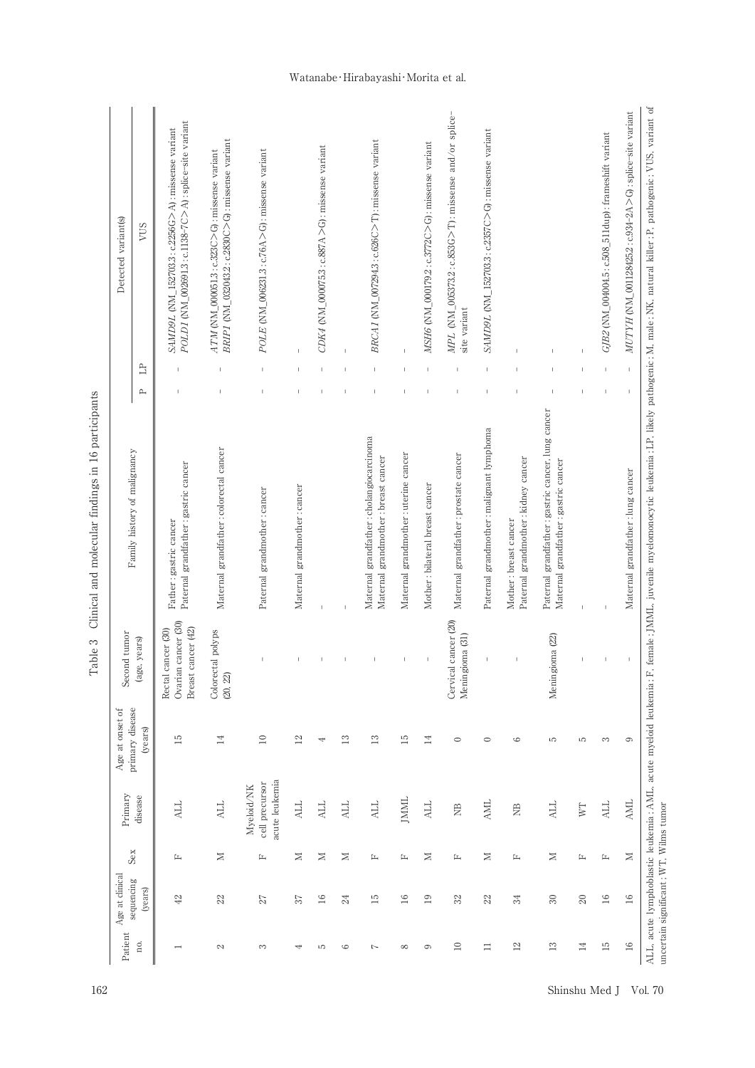Table 3　Clinical and molecular findings in 16 participants

| Patient no. | Age at clinical sequencing (years) | Sex | Primary disease | Age at onset of primary disease (years) | Second tumor (age, years) | Family history of malignancy | Detected variant(s) | | |
|---|---|---|---|---|---|---|---|---|---|
| | | | | | | | P | LP | VUS |
| 1 | 42 | F | ALL | 15 | Rectal cancer (30)<br>Ovarian cancer (30)<br>Breast cancer (42) | Father : gastric cancer<br>Paternal grandfather : gastric cancer | - | - | *SAMD9L* (NM_152703.3 : c.2256G>A) : missense variant<br>*POLD1* (NM_002691.3 : c.1138-7C>A) : splice-site variant |
| 2 | 22 | M | ALL | 14 | Colorectal polyps (20, 22) | Maternal grandfather : colorectal cancer | - | - | *ATM* (NM_000051.3 : c.323C>G) : missense variant<br>*BRIP1* (NM_032043.2 : c.2830C>G) : missense variant |
| 3 | 27 | F | Myeloid/NK cell precursor acute leukemia | 10 | - | Paternal grandmother : cancer | - | - | *POLE* (NM_006231.3 : c.76A>G) : missense variant |
| 4 | 37 | M | ALL | 12 | - | Maternal grandmother : cancer | - | - | - |
| 5 | 16 | M | ALL | 4 | - | - | - | - | *CDK4* (NM_000075.3 : c.887A>G) : missense variant |
| 6 | 24 | M | ALL | 13 | - | - | - | - | - |
| 7 | 15 | F | ALL | 13 | - | Maternal grandfather : cholangiocarcinoma<br>Maternal grandmother : breast cancer | - | - | *BRCA1* (NM_007294.3 : c.626C>T) : missense variant |
| 8 | 16 | F | JMML | 15 | - | Maternal grandmother : uterine cancer | - | - | - |
| 9 | 19 | M | ALL | 14 | - | Mother : bilateral breast cancer | - | - | *MSH6* (NM_000179.2 : c.3772C>G) : missense variant |
| 10 | 32 | F | NB | 0 | Cervical cancer (20)<br>Meningioma (31) | Maternal grandfather : prostate cancer | - | - | *MPL* (NM_005373.2 : c.853G>T) : missense and/or splice-site variant |
| 11 | 22 | M | AML | 0 | - | Paternal grandmother : malignant lymphoma | - | - | *SAMD9L* (NM_152703.3 : c.2357C>G) : missense variant |
| 12 | 34 | F | NB | 6 | - | Mother : breast cancer<br>Paternal grandmother : kidney cancer | - | - | - |
| 13 | 30 | M | ALL | 5 | Meningioma (22) | Paternal grandfather : gastric cancer, lung cancer<br>Maternal grandfather : gastric cancer | - | - | - |
| 14 | 20 | F | WT | 5 | - | - | - | - | - |
| 15 | 16 | F | ALL | 3 | - | - | - | - | *GJB2* (NM_004004.5 : c.508_511dup) : frameshift variant |
| 16 | 16 | M | AML | 9 | - | Maternal grandfather : lung cancer | - | - | *MUTYH* (NM_001128425.2 : c.934-2A>G) : splice-site variant |

ALL, acute lymphoblastic leukemia ; AML, acute myeloid leukemia ; F, female ; JMML, juvenile myelomonocytic leukemia ; LP, likely pathogenic ; M, male ; NK, natural killer ; P, pathogenic ; VUS, variant of uncertain significant ; WT, Wilms tumor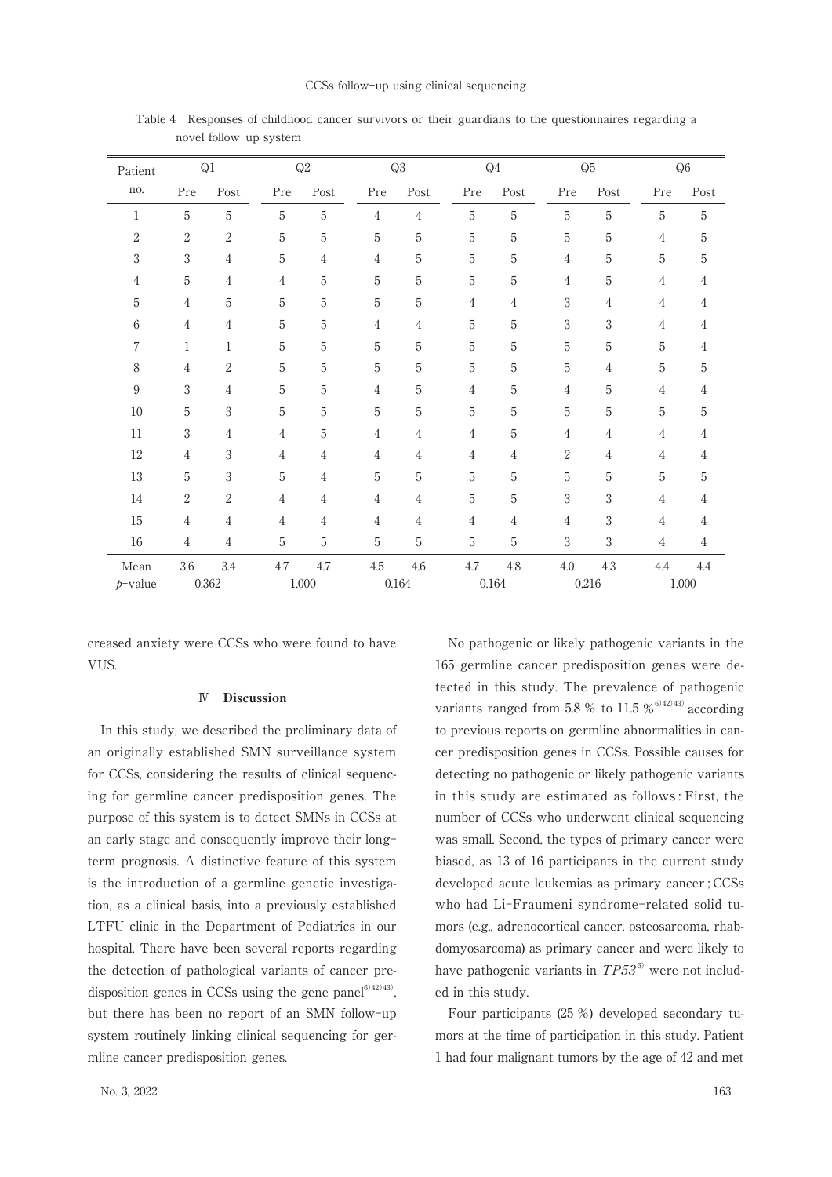Table 4　Responses of childhood cancer survivors or their guardians to the questionnaires regarding a novel follow-up system

| Patient no. | Q1 | | Q2 | | Q3 | | Q4 | | Q5 | | Q6 | |
|---|---|---|---|---|---|---|---|---|---|---|---|---|
| | Pre | Post | Pre | Post | Pre | Post | Pre | Post | Pre | Post | Pre | Post |
| 1 | 5 | 5 | 5 | 5 | 4 | 4 | 5 | 5 | 5 | 5 | 5 | 5 |
| 2 | 2 | 2 | 5 | 5 | 5 | 5 | 5 | 5 | 5 | 5 | 4 | 5 |
| 3 | 3 | 4 | 5 | 4 | 4 | 5 | 5 | 5 | 4 | 5 | 5 | 5 |
| 4 | 5 | 4 | 4 | 5 | 5 | 5 | 5 | 5 | 4 | 5 | 4 | 4 |
| 5 | 4 | 5 | 5 | 5 | 5 | 5 | 4 | 4 | 3 | 4 | 4 | 4 |
| 6 | 4 | 4 | 5 | 5 | 4 | 4 | 5 | 5 | 3 | 3 | 4 | 4 |
| 7 | 1 | 1 | 5 | 5 | 5 | 5 | 5 | 5 | 5 | 5 | 5 | 4 |
| 8 | 4 | 2 | 5 | 5 | 5 | 5 | 5 | 5 | 5 | 4 | 5 | 5 |
| 9 | 3 | 4 | 5 | 5 | 4 | 5 | 4 | 5 | 4 | 5 | 4 | 4 |
| 10 | 5 | 3 | 5 | 5 | 5 | 5 | 5 | 5 | 5 | 5 | 5 | 5 |
| 11 | 3 | 4 | 4 | 5 | 4 | 4 | 4 | 5 | 4 | 4 | 4 | 4 |
| 12 | 4 | 3 | 4 | 4 | 4 | 4 | 4 | 4 | 2 | 4 | 4 | 4 |
| 13 | 5 | 3 | 5 | 4 | 5 | 5 | 5 | 5 | 5 | 5 | 5 | 5 |
| 14 | 2 | 2 | 4 | 4 | 4 | 4 | 5 | 5 | 3 | 3 | 4 | 4 |
| 15 | 4 | 4 | 4 | 4 | 4 | 4 | 4 | 4 | 4 | 3 | 4 | 4 |
| 16 | 4 | 4 | 5 | 5 | 5 | 5 | 5 | 5 | 3 | 3 | 4 | 4 |
| Mean | 3.6 | 3.4 | 4.7 | 4.7 | 4.5 | 4.6 | 4.7 | 4.8 | 4.0 | 4.3 | 4.4 | 4.4 |
| $p$-value | 0.362 | | 1.000 | | 0.164 | | 0.164 | | 0.216 | | 1.000 | |

creased anxiety were CCSs who were found to have VUS.

## Ⅳ　Discussion

In this study, we described the preliminary data of an originally established SMN surveillance system for CCSs, considering the results of clinical sequencing for germline cancer predisposition genes. The purpose of this system is to detect SMNs in CCSs at an early stage and consequently improve their long-term prognosis. A distinctive feature of this system is the introduction of a germline genetic investigation, as a clinical basis, into a previously established LTFU clinic in the Department of Pediatrics in our hospital. There have been several reports regarding the detection of pathological variants of cancer predisposition genes in CCSs using the gene panel[6,42,43], but there has been no report of an SMN follow-up system routinely linking clinical sequencing for germline cancer predisposition genes.

No pathogenic or likely pathogenic variants in the 165 germline cancer predisposition genes were detected in this study. The prevalence of pathogenic variants ranged from 5.8 % to 11.5 %[6,42,43] according to previous reports on germline abnormalities in cancer predisposition genes in CCSs. Possible causes for detecting no pathogenic or likely pathogenic variants in this study are estimated as follows: First, the number of CCSs who underwent clinical sequencing was small. Second, the types of primary cancer were biased, as 13 of 16 participants in the current study developed acute leukemias as primary cancer; CCSs who had Li-Fraumeni syndrome-related solid tumors (e.g., adrenocortical cancer, osteosarcoma, rhabdomyosarcoma) as primary cancer and were likely to have pathogenic variants in *TP53*[6] were not included in this study.

Four participants (25 %) developed secondary tumors at the time of participation in this study. Patient 1 had four malignant tumors by the age of 42 and met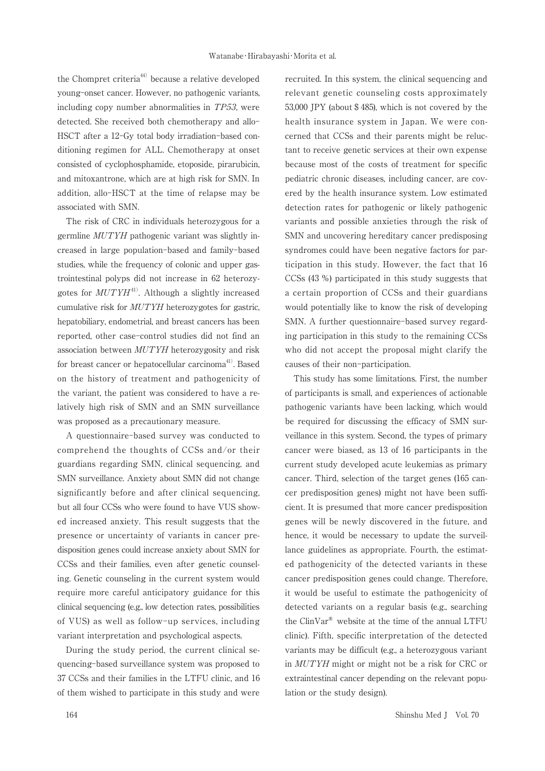the Chompret criteria[44] because a relative developed young-onset cancer. However, no pathogenic variants, including copy number abnormalities in *TP53*, were detected. She received both chemotherapy and allo-HSCT after a 12-Gy total body irradiation-based conditioning regimen for ALL. Chemotherapy at onset consisted of cyclophosphamide, etoposide, pirarubicin, and mitoxantrone, which are at high risk for SMN. In addition, allo-HSCT at the time of relapse may be associated with SMN.

The risk of CRC in individuals heterozygous for a germline *MUTYH* pathogenic variant was slightly increased in large population-based and family-based studies, while the frequency of colonic and upper gastrointestinal polyps did not increase in 62 heterozygotes for *MUTYH*[41]. Although a slightly increased cumulative risk for *MUTYH* heterozygotes for gastric, hepatobiliary, endometrial, and breast cancers has been reported, other case-control studies did not find an association between *MUTYH* heterozygosity and risk for breast cancer or hepatocellular carcinoma[41]. Based on the history of treatment and pathogenicity of the variant, the patient was considered to have a relatively high risk of SMN and an SMN surveillance was proposed as a precautionary measure.

A questionnaire-based survey was conducted to comprehend the thoughts of CCSs and/or their guardians regarding SMN, clinical sequencing, and SMN surveillance. Anxiety about SMN did not change significantly before and after clinical sequencing, but all four CCSs who were found to have VUS showed increased anxiety. This result suggests that the presence or uncertainty of variants in cancer predisposition genes could increase anxiety about SMN for CCSs and their families, even after genetic counseling. Genetic counseling in the current system would require more careful anticipatory guidance for this clinical sequencing (e.g., low detection rates, possibilities of VUS) as well as follow-up services, including variant interpretation and psychological aspects.

During the study period, the current clinical sequencing-based surveillance system was proposed to 37 CCSs and their families in the LTFU clinic, and 16 of them wished to participate in this study and were recruited. In this system, the clinical sequencing and relevant genetic counseling costs approximately 53,000 JPY (about $ 485), which is not covered by the health insurance system in Japan. We were concerned that CCSs and their parents might be reluctant to receive genetic services at their own expense because most of the costs of treatment for specific pediatric chronic diseases, including cancer, are covered by the health insurance system. Low estimated detection rates for pathogenic or likely pathogenic variants and possible anxieties through the risk of SMN and uncovering hereditary cancer predisposing syndromes could have been negative factors for participation in this study. However, the fact that 16 CCSs (43 %) participated in this study suggests that a certain proportion of CCSs and their guardians would potentially like to know the risk of developing SMN. A further questionnaire-based survey regarding participation in this study to the remaining CCSs who did not accept the proposal might clarify the causes of their non-participation.

This study has some limitations. First, the number of participants is small, and experiences of actionable pathogenic variants have been lacking, which would be required for discussing the efficacy of SMN surveillance in this system. Second, the types of primary cancer were biased, as 13 of 16 participants in the current study developed acute leukemias as primary cancer. Third, selection of the target genes (165 cancer predisposition genes) might not have been sufficient. It is presumed that more cancer predisposition genes will be newly discovered in the future, and hence, it would be necessary to update the surveillance guidelines as appropriate. Fourth, the estimated pathogenicity of the detected variants in these cancer predisposition genes could change. Therefore, it would be useful to estimate the pathogenicity of detected variants on a regular basis (e.g., searching the ClinVar® website at the time of the annual LTFU clinic). Fifth, specific interpretation of the detected variants may be difficult (e.g., a heterozygous variant in *MUTYH* might or might not be a risk for CRC or extraintestinal cancer depending on the relevant population or the study design).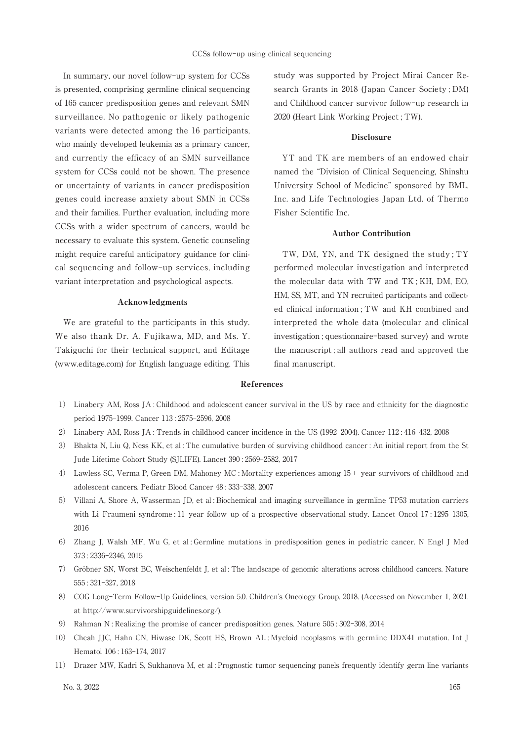In summary, our novel follow-up system for CCSs is presented, comprising germline clinical sequencing of 165 cancer predisposition genes and relevant SMN surveillance. No pathogenic or likely pathogenic variants were detected among the 16 participants, who mainly developed leukemia as a primary cancer, and currently the efficacy of an SMN surveillance system for CCSs could not be shown. The presence or uncertainty of variants in cancer predisposition genes could increase anxiety about SMN in CCSs and their families. Further evaluation, including more CCSs with a wider spectrum of cancers, would be necessary to evaluate this system. Genetic counseling might require careful anticipatory guidance for clinical sequencing and follow-up services, including variant interpretation and psychological aspects.

### Acknowledgments

We are grateful to the participants in this study. We also thank Dr. A. Fujikawa, MD, and Ms. Y. Takiguchi for their technical support, and Editage (www.editage.com) for English language editing. This study was supported by Project Mirai Cancer Research Grants in 2018 (Japan Cancer Society ; DM) and Childhood cancer survivor follow-up research in 2020 (Heart Link Working Project ; TW).

### Disclosure

YT and TK are members of an endowed chair named the "Division of Clinical Sequencing, Shinshu University School of Medicine" sponsored by BML, Inc. and Life Technologies Japan Ltd. of Thermo Fisher Scientific Inc.

### Author Contribution

TW, DM, YN, and TK designed the study ; TY performed molecular investigation and interpreted the molecular data with TW and TK ; KH, DM, EO, HM, SS, MT, and YN recruited participants and collected clinical information ; TW and KH combined and interpreted the whole data (molecular and clinical investigation ; questionnaire-based survey) and wrote the manuscript ; all authors read and approved the final manuscript.

### References

1) Linabery AM, Ross JA : Childhood and adolescent cancer survival in the US by race and ethnicity for the diagnostic period 1975-1999. Cancer 113 : 2575-2596, 2008
2) Linabery AM, Ross JA : Trends in childhood cancer incidence in the US (1992-2004). Cancer 112 : 416-432, 2008
3) Bhakta N, Liu Q, Ness KK, et al : The cumulative burden of surviving childhood cancer : An initial report from the St Jude Lifetime Cohort Study (SJLIFE). Lancet 390 : 2569-2582, 2017
4) Lawless SC, Verma P, Green DM, Mahoney MC : Mortality experiences among 15+ year survivors of childhood and adolescent cancers. Pediatr Blood Cancer 48 : 333-338, 2007
5) Villani A, Shore A, Wasserman JD, et al : Biochemical and imaging surveillance in germline TP53 mutation carriers with Li-Fraumeni syndrome : 11-year follow-up of a prospective observational study. Lancet Oncol 17 : 1295-1305, 2016
6) Zhang J, Walsh MF, Wu G, et al : Germline mutations in predisposition genes in pediatric cancer. N Engl J Med 373 : 2336-2346, 2015
7) Gröbner SN, Worst BC, Weischenfeldt J, et al : The landscape of genomic alterations across childhood cancers. Nature 555 : 321-327, 2018
8) COG Long-Term Follow-Up Guidelines, version 5.0. Children's Oncology Group. 2018. (Accessed on November 1, 2021. at http://www.survivorshipguidelines.org/).
9) Rahman N : Realizing the promise of cancer predisposition genes. Nature 505 : 302-308, 2014
10) Cheah JJC, Hahn CN, Hiwase DK, Scott HS, Brown AL : Myeloid neoplasms with germline DDX41 mutation. Int J Hematol 106 : 163-174, 2017
11) Drazer MW, Kadri S, Sukhanova M, et al : Prognostic tumor sequencing panels frequently identify germ line variants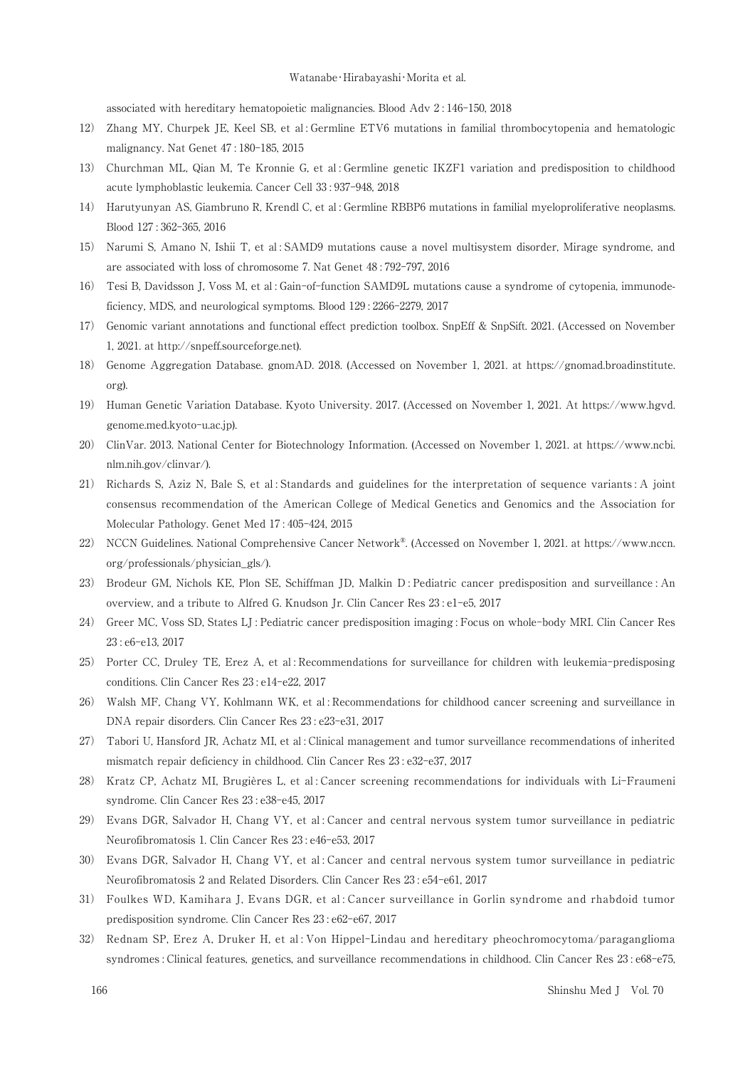associated with hereditary hematopoietic malignancies. Blood Adv 2 : 146-150, 2018

12) Zhang MY, Churpek JE, Keel SB, et al : Germline ETV6 mutations in familial thrombocytopenia and hematologic malignancy. Nat Genet 47 : 180-185, 2015

13) Churchman ML, Qian M, Te Kronnie G, et al : Germline genetic IKZF1 variation and predisposition to childhood acute lymphoblastic leukemia. Cancer Cell 33 : 937-948, 2018

14) Harutyunyan AS, Giambruno R, Krendl C, et al : Germline RBBP6 mutations in familial myeloproliferative neoplasms. Blood 127 : 362-365, 2016

15) Narumi S, Amano N, Ishii T, et al : SAMD9 mutations cause a novel multisystem disorder, Mirage syndrome, and are associated with loss of chromosome 7. Nat Genet 48 : 792-797, 2016

16) Tesi B, Davidsson J, Voss M, et al : Gain-of-function SAMD9L mutations cause a syndrome of cytopenia, immunodeficiency, MDS, and neurological symptoms. Blood 129 : 2266-2279, 2017

17) Genomic variant annotations and functional effect prediction toolbox. SnpEff & SnpSift. 2021. (Accessed on November 1, 2021. at http://snpeff.sourceforge.net).

18) Genome Aggregation Database. gnomAD. 2018. (Accessed on November 1, 2021. at https://gnomad.broadinstitute.org).

19) Human Genetic Variation Database. Kyoto University. 2017. (Accessed on November 1, 2021. At https://www.hgvd.genome.med.kyoto-u.ac.jp).

20) ClinVar. 2013. National Center for Biotechnology Information. (Accessed on November 1, 2021. at https://www.ncbi.nlm.nih.gov/clinvar/).

21) Richards S, Aziz N, Bale S, et al : Standards and guidelines for the interpretation of sequence variants : A joint consensus recommendation of the American College of Medical Genetics and Genomics and the Association for Molecular Pathology. Genet Med 17 : 405-424, 2015

22) NCCN Guidelines. National Comprehensive Cancer Network®. (Accessed on November 1, 2021. at https://www.nccn.org/professionals/physician_gls/).

23) Brodeur GM, Nichols KE, Plon SE, Schiffman JD, Malkin D : Pediatric cancer predisposition and surveillance : An overview, and a tribute to Alfred G. Knudson Jr. Clin Cancer Res 23 : e1-e5, 2017

24) Greer MC, Voss SD, States LJ : Pediatric cancer predisposition imaging : Focus on whole-body MRI. Clin Cancer Res 23 : e6-e13, 2017

25) Porter CC, Druley TE, Erez A, et al : Recommendations for surveillance for children with leukemia-predisposing conditions. Clin Cancer Res 23 : e14-e22, 2017

26) Walsh MF, Chang VY, Kohlmann WK, et al : Recommendations for childhood cancer screening and surveillance in DNA repair disorders. Clin Cancer Res 23 : e23-e31, 2017

27) Tabori U, Hansford JR, Achatz MI, et al : Clinical management and tumor surveillance recommendations of inherited mismatch repair deficiency in childhood. Clin Cancer Res 23 : e32-e37, 2017

28) Kratz CP, Achatz MI, Brugières L, et al : Cancer screening recommendations for individuals with Li-Fraumeni syndrome. Clin Cancer Res 23 : e38-e45, 2017

29) Evans DGR, Salvador H, Chang VY, et al : Cancer and central nervous system tumor surveillance in pediatric Neurofibromatosis 1. Clin Cancer Res 23 : e46-e53, 2017

30) Evans DGR, Salvador H, Chang VY, et al : Cancer and central nervous system tumor surveillance in pediatric Neurofibromatosis 2 and Related Disorders. Clin Cancer Res 23 : e54-e61, 2017

31) Foulkes WD, Kamihara J, Evans DGR, et al : Cancer surveillance in Gorlin syndrome and rhabdoid tumor predisposition syndrome. Clin Cancer Res 23 : e62-e67, 2017

32) Rednam SP, Erez A, Druker H, et al : Von Hippel-Lindau and hereditary pheochromocytoma/paraganglioma syndromes : Clinical features, genetics, and surveillance recommendations in childhood. Clin Cancer Res 23 : e68-e75,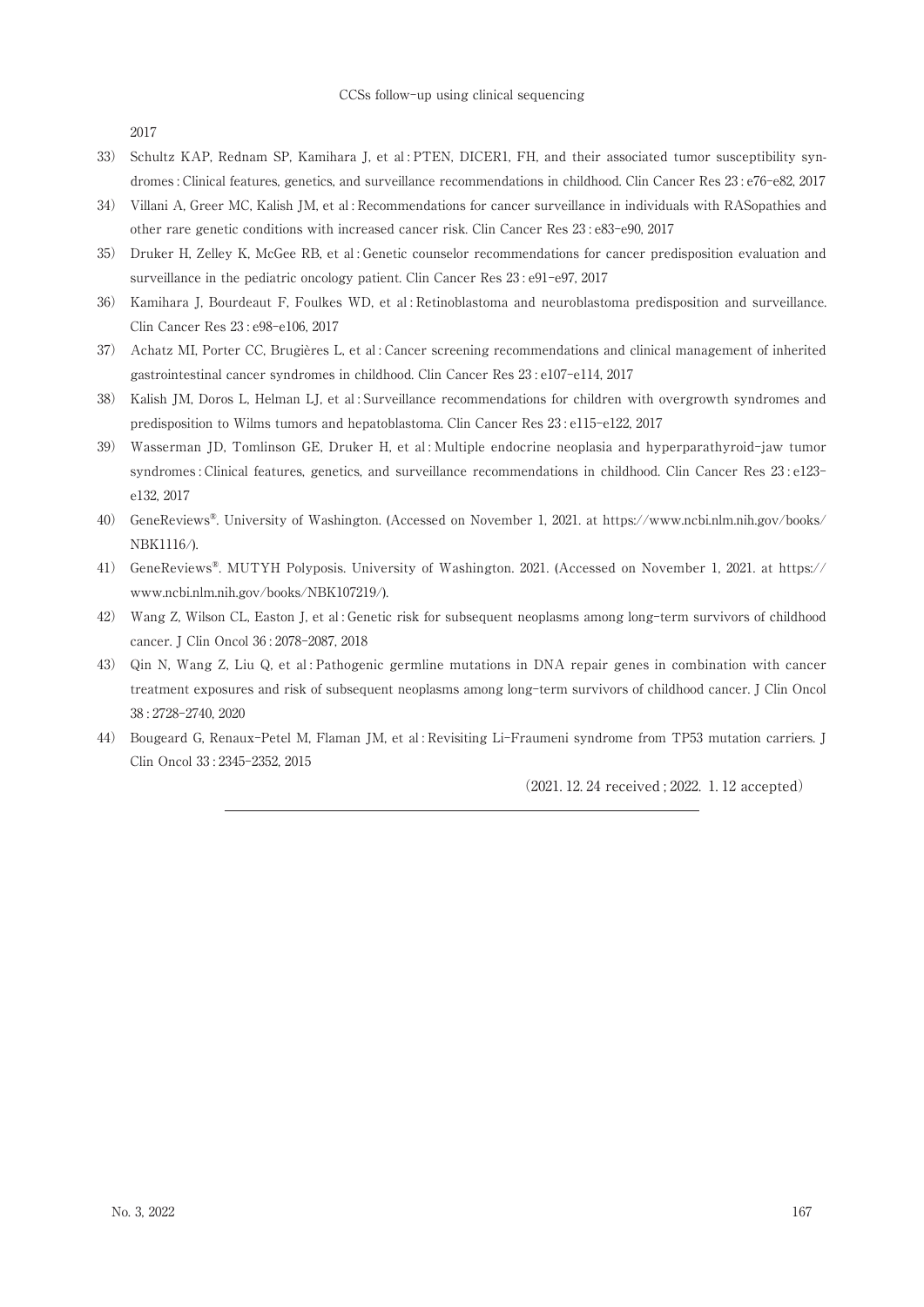2017

33) Schultz KAP, Rednam SP, Kamihara J, et al : PTEN, DICER1, FH, and their associated tumor susceptibility syndromes : Clinical features, genetics, and surveillance recommendations in childhood. Clin Cancer Res 23 : e76–e82, 2017

34) Villani A, Greer MC, Kalish JM, et al : Recommendations for cancer surveillance in individuals with RASopathies and other rare genetic conditions with increased cancer risk. Clin Cancer Res 23 : e83–e90, 2017

35) Druker H, Zelley K, McGee RB, et al : Genetic counselor recommendations for cancer predisposition evaluation and surveillance in the pediatric oncology patient. Clin Cancer Res 23 : e91–e97, 2017

36) Kamihara J, Bourdeaut F, Foulkes WD, et al : Retinoblastoma and neuroblastoma predisposition and surveillance. Clin Cancer Res 23 : e98–e106, 2017

37) Achatz MI, Porter CC, Brugières L, et al : Cancer screening recommendations and clinical management of inherited gastrointestinal cancer syndromes in childhood. Clin Cancer Res 23 : e107–e114, 2017

38) Kalish JM, Doros L, Helman LJ, et al : Surveillance recommendations for children with overgrowth syndromes and predisposition to Wilms tumors and hepatoblastoma. Clin Cancer Res 23 : e115–e122, 2017

39) Wasserman JD, Tomlinson GE, Druker H, et al : Multiple endocrine neoplasia and hyperparathyroid-jaw tumor syndromes : Clinical features, genetics, and surveillance recommendations in childhood. Clin Cancer Res 23 : e123–e132, 2017

40) GeneReviews®. University of Washington. (Accessed on November 1, 2021. at https://www.ncbi.nlm.nih.gov/books/NBK1116/).

41) GeneReviews®. MUTYH Polyposis. University of Washington. 2021. (Accessed on November 1, 2021. at https://www.ncbi.nlm.nih.gov/books/NBK107219/).

42) Wang Z, Wilson CL, Easton J, et al : Genetic risk for subsequent neoplasms among long-term survivors of childhood cancer. J Clin Oncol 36 : 2078–2087, 2018

43) Qin N, Wang Z, Liu Q, et al : Pathogenic germline mutations in DNA repair genes in combination with cancer treatment exposures and risk of subsequent neoplasms among long-term survivors of childhood cancer. J Clin Oncol 38 : 2728–2740, 2020

44) Bougeard G, Renaux-Petel M, Flaman JM, et al : Revisiting Li-Fraumeni syndrome from TP53 mutation carriers. J Clin Oncol 33 : 2345–2352, 2015

(2021. 12. 24 received ; 2022. 1. 12 accepted)